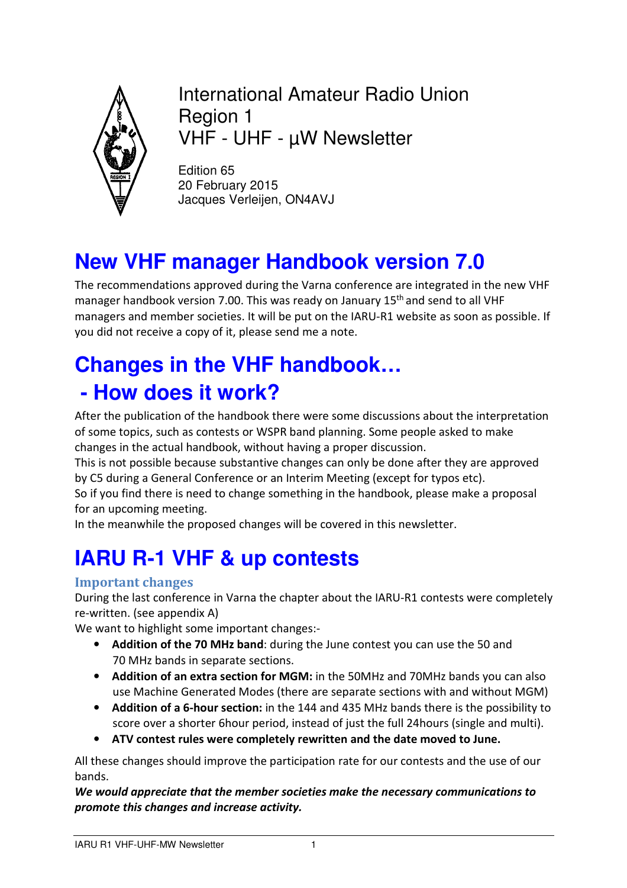International Amateur Radio Union
Region 1
VHF - UHF - µW Newsletter

Edition 65
20 February 2015
Jacques Verleijen, ON4AVJ

# New VHF manager Handbook version 7.0

The recommendations approved during the Varna conference are integrated in the new VHF manager handbook version 7.00. This was ready on January 15th and send to all VHF managers and member societies. It will be put on the IARU-R1 website as soon as possible. If you did not receive a copy of it, please send me a note.

# Changes in the VHF handbook… - How does it work?

After the publication of the handbook there were some discussions about the interpretation of some topics, such as contests or WSPR band planning. Some people asked to make changes in the actual handbook, without having a proper discussion.
This is not possible because substantive changes can only be done after they are approved by C5 during a General Conference or an Interim Meeting (except for typos etc).
So if you find there is need to change something in the handbook, please make a proposal for an upcoming meeting.
In the meanwhile the proposed changes will be covered in this newsletter.

# IARU R-1 VHF & up contests

### Important changes

During the last conference in Varna the chapter about the IARU-R1 contests were completely re-written. (see appendix A)
We want to highlight some important changes:-

- **Addition of the 70 MHz band**: during the June contest you can use the 50 and 70 MHz bands in separate sections.
- **Addition of an extra section for MGM:** in the 50MHz and 70MHz bands you can also use Machine Generated Modes (there are separate sections with and without MGM)
- **Addition of a 6-hour section:** in the 144 and 435 MHz bands there is the possibility to score over a shorter 6hour period, instead of just the full 24hours (single and multi).
- **ATV contest rules were completely rewritten and the date moved to June.**

All these changes should improve the participation rate for our contests and the use of our bands.
***We would appreciate that the member societies make the necessary communications to promote this changes and increase activity.***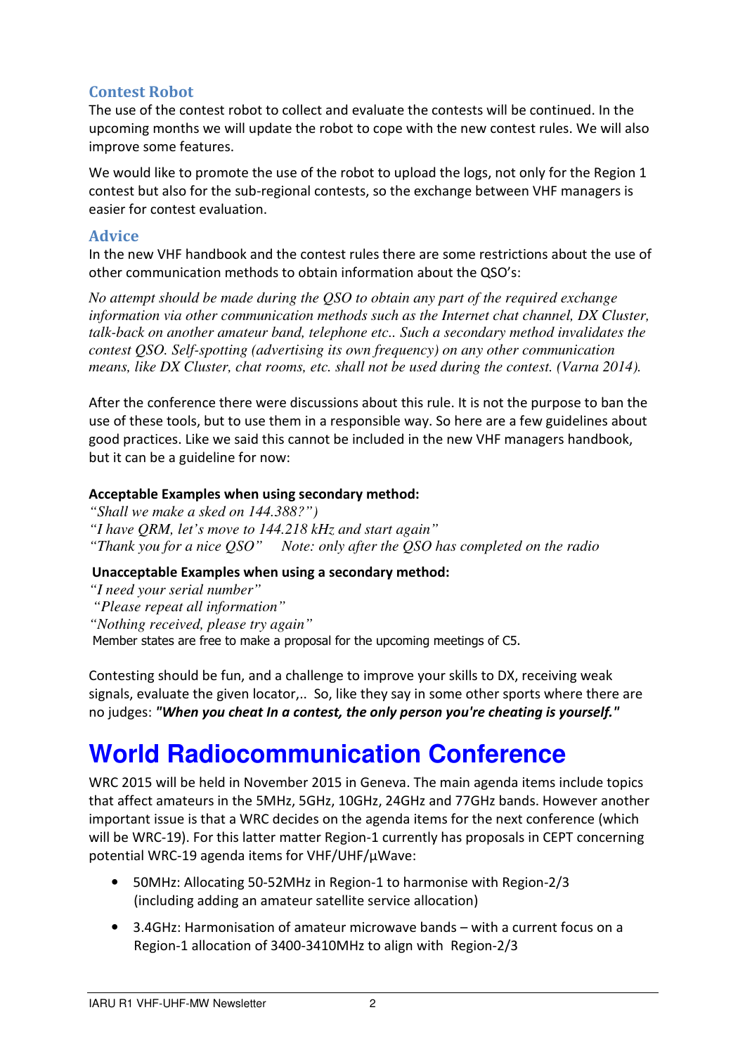## Contest Robot

The use of the contest robot to collect and evaluate the contests will be continued. In the upcoming months we will update the robot to cope with the new contest rules. We will also improve some features.

We would like to promote the use of the robot to upload the logs, not only for the Region 1 contest but also for the sub-regional contests, so the exchange between VHF managers is easier for contest evaluation.

## Advice

In the new VHF handbook and the contest rules there are some restrictions about the use of other communication methods to obtain information about the QSO's:

*No attempt should be made during the QSO to obtain any part of the required exchange information via other communication methods such as the Internet chat channel, DX Cluster, talk-back on another amateur band, telephone etc.. Such a secondary method invalidates the contest QSO. Self-spotting (advertising its own frequency) on any other communication means, like DX Cluster, chat rooms, etc. shall not be used during the contest. (Varna 2014).*

After the conference there were discussions about this rule. It is not the purpose to ban the use of these tools, but to use them in a responsible way. So here are a few guidelines about good practices. Like we said this cannot be included in the new VHF managers handbook, but it can be a guideline for now:

**Acceptable Examples when using secondary method:**

*"Shall we make a sked on 144.388?")*
*"I have QRM, let's move to 144.218 kHz and start again"*
*"Thank you for a nice QSO"     Note: only after the QSO has completed on the radio*

**Unacceptable Examples when using a secondary method:**

*"I need your serial number"*
*"Please repeat all information"*
*"Nothing received, please try again"*
Member states are free to make a proposal for the upcoming meetings of C5.

Contesting should be fun, and a challenge to improve your skills to DX, receiving weak signals, evaluate the given locator,.. So, like they say in some other sports where there are no judges: ***"When you cheat In a contest, the only person you're cheating is yourself."***

# World Radiocommunication Conference

WRC 2015 will be held in November 2015 in Geneva. The main agenda items include topics that affect amateurs in the 5MHz, 5GHz, 10GHz, 24GHz and 77GHz bands. However another important issue is that a WRC decides on the agenda items for the next conference (which will be WRC-19). For this latter matter Region-1 currently has proposals in CEPT concerning potential WRC-19 agenda items for VHF/UHF/µWave:

- 50MHz: Allocating 50-52MHz in Region-1 to harmonise with Region-2/3 (including adding an amateur satellite service allocation)
- 3.4GHz: Harmonisation of amateur microwave bands – with a current focus on a Region-1 allocation of 3400-3410MHz to align with Region-2/3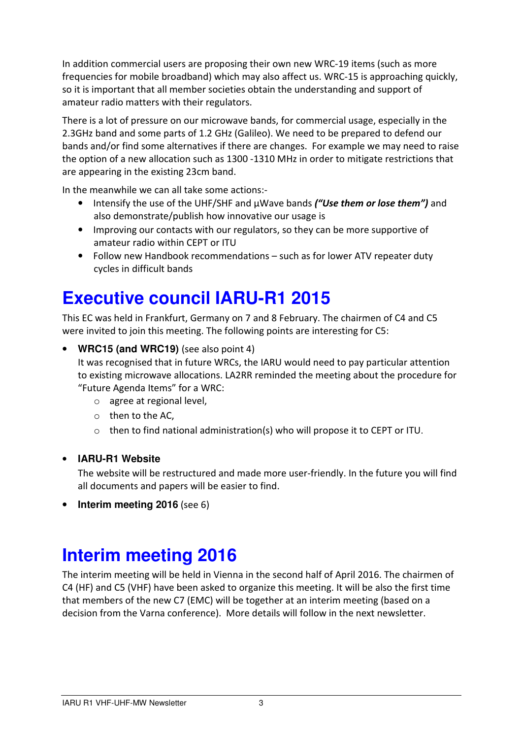In addition commercial users are proposing their own new WRC-19 items (such as more frequencies for mobile broadband) which may also affect us. WRC-15 is approaching quickly, so it is important that all member societies obtain the understanding and support of amateur radio matters with their regulators.

There is a lot of pressure on our microwave bands, for commercial usage, especially in the 2.3GHz band and some parts of 1.2 GHz (Galileo). We need to be prepared to defend our bands and/or find some alternatives if there are changes. For example we may need to raise the option of a new allocation such as 1300 -1310 MHz in order to mitigate restrictions that are appearing in the existing 23cm band.

In the meanwhile we can all take some actions:-

- Intensify the use of the UHF/SHF and µWave bands ***("Use them or lose them")*** and also demonstrate/publish how innovative our usage is
- Improving our contacts with our regulators, so they can be more supportive of amateur radio within CEPT or ITU
- Follow new Handbook recommendations – such as for lower ATV repeater duty cycles in difficult bands

# Executive council IARU-R1 2015

This EC was held in Frankfurt, Germany on 7 and 8 February. The chairmen of C4 and C5 were invited to join this meeting. The following points are interesting for C5:

- **WRC15 (and WRC19)** (see also point 4)
  It was recognised that in future WRCs, the IARU would need to pay particular attention to existing microwave allocations. LA2RR reminded the meeting about the procedure for "Future Agenda Items" for a WRC:
  - agree at regional level,
  - then to the AC,
  - then to find national administration(s) who will propose it to CEPT or ITU.

- **IARU-R1 Website**
  The website will be restructured and made more user-friendly. In the future you will find all documents and papers will be easier to find.
- **Interim meeting 2016** (see 6)

# Interim meeting 2016

The interim meeting will be held in Vienna in the second half of April 2016. The chairmen of C4 (HF) and C5 (VHF) have been asked to organize this meeting. It will be also the first time that members of the new C7 (EMC) will be together at an interim meeting (based on a decision from the Varna conference). More details will follow in the next newsletter.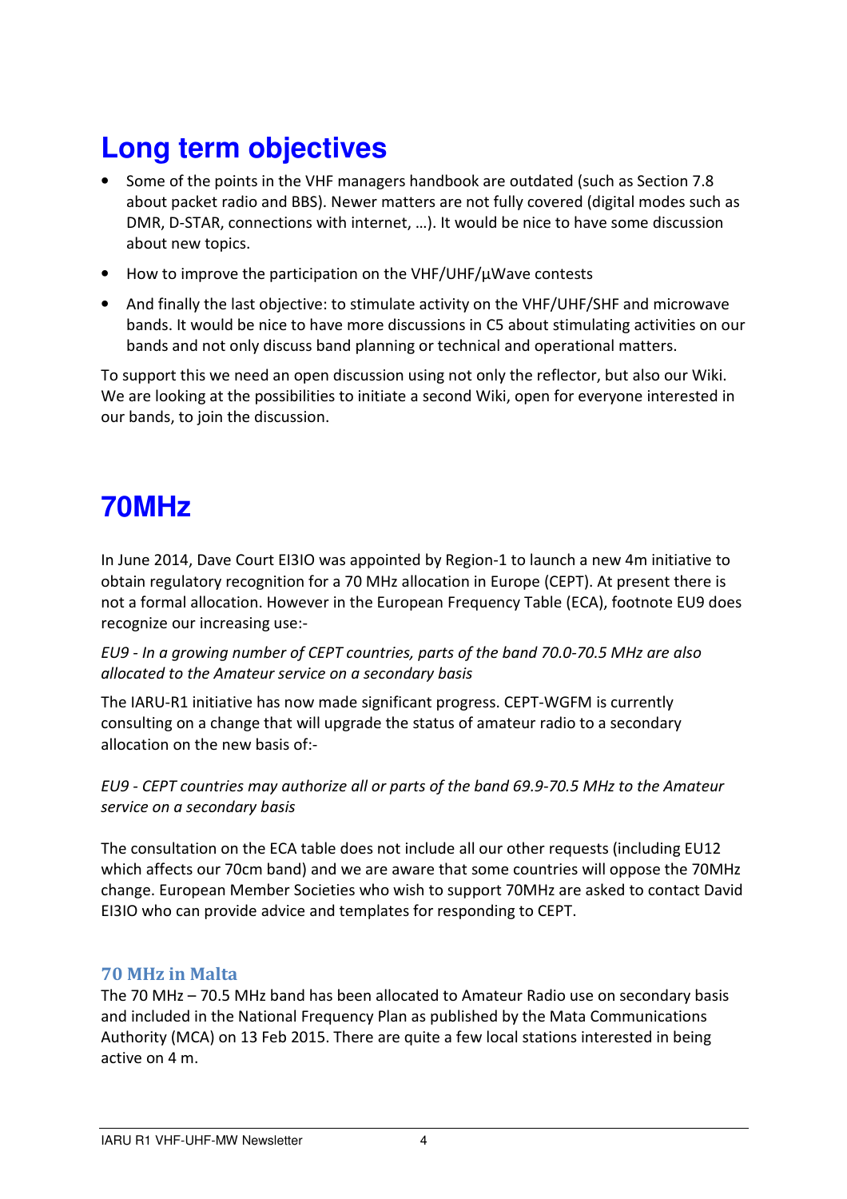# Long term objectives

- Some of the points in the VHF managers handbook are outdated (such as Section 7.8 about packet radio and BBS). Newer matters are not fully covered (digital modes such as DMR, D-STAR, connections with internet, …). It would be nice to have some discussion about new topics.
- How to improve the participation on the VHF/UHF/µWave contests
- And finally the last objective: to stimulate activity on the VHF/UHF/SHF and microwave bands. It would be nice to have more discussions in C5 about stimulating activities on our bands and not only discuss band planning or technical and operational matters.

To support this we need an open discussion using not only the reflector, but also our Wiki. We are looking at the possibilities to initiate a second Wiki, open for everyone interested in our bands, to join the discussion.

# 70MHz

In June 2014, Dave Court EI3IO was appointed by Region-1 to launch a new 4m initiative to obtain regulatory recognition for a 70 MHz allocation in Europe (CEPT). At present there is not a formal allocation. However in the European Frequency Table (ECA), footnote EU9 does recognize our increasing use:-

*EU9 - In a growing number of CEPT countries, parts of the band 70.0-70.5 MHz are also allocated to the Amateur service on a secondary basis*

The IARU-R1 initiative has now made significant progress. CEPT-WGFM is currently consulting on a change that will upgrade the status of amateur radio to a secondary allocation on the new basis of:-

*EU9 - CEPT countries may authorize all or parts of the band 69.9-70.5 MHz to the Amateur service on a secondary basis*

The consultation on the ECA table does not include all our other requests (including EU12 which affects our 70cm band) and we are aware that some countries will oppose the 70MHz change. European Member Societies who wish to support 70MHz are asked to contact David EI3IO who can provide advice and templates for responding to CEPT.

### 70 MHz in Malta

The 70 MHz – 70.5 MHz band has been allocated to Amateur Radio use on secondary basis and included in the National Frequency Plan as published by the Mata Communications Authority (MCA) on 13 Feb 2015. There are quite a few local stations interested in being active on 4 m.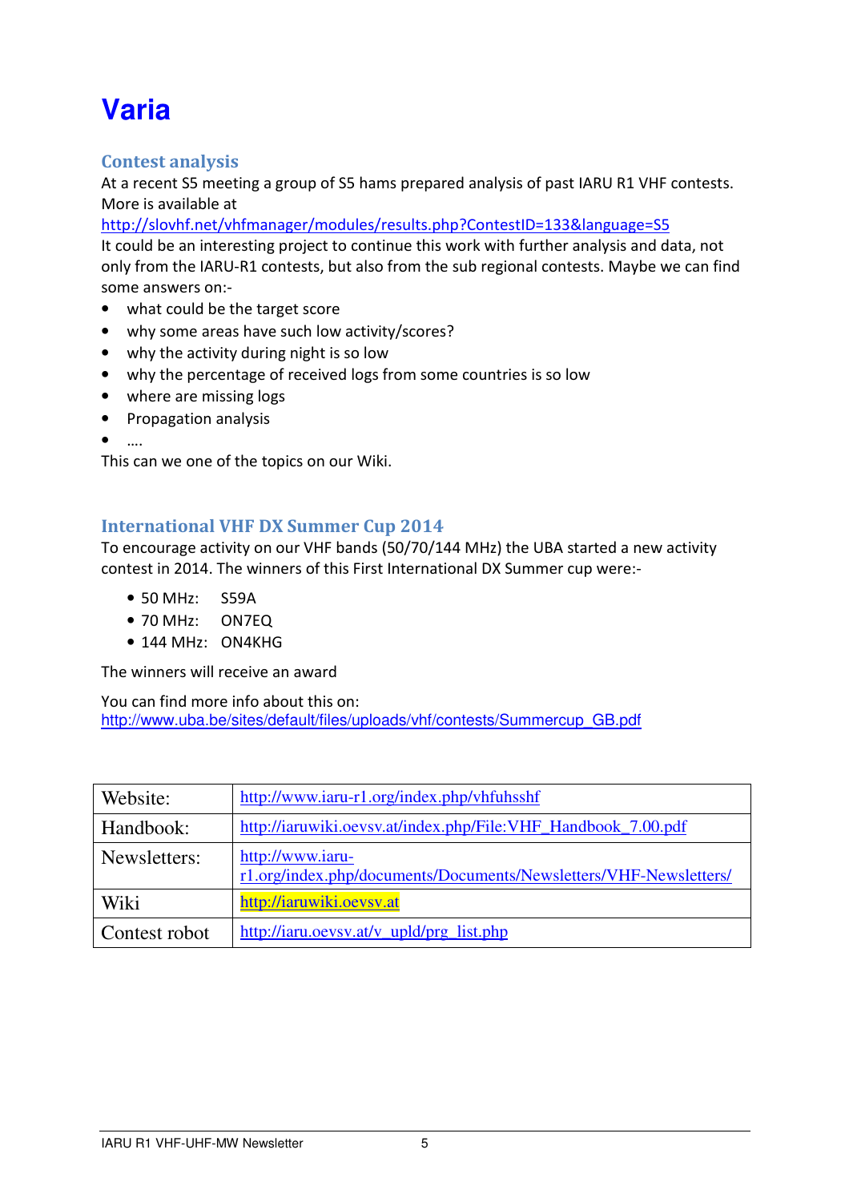# Varia

## Contest analysis

At a recent S5 meeting a group of S5 hams prepared analysis of past IARU R1 VHF contests. More is available at
http://slovhf.net/vhfmanager/modules/results.php?ContestID=133&language=S5
It could be an interesting project to continue this work with further analysis and data, not only from the IARU-R1 contests, but also from the sub regional contests. Maybe we can find some answers on:-

- what could be the target score
- why some areas have such low activity/scores?
- why the activity during night is so low
- why the percentage of received logs from some countries is so low
- where are missing logs
- Propagation analysis
- ….

This can we one of the topics on our Wiki.

## International VHF DX Summer Cup 2014

To encourage activity on our VHF bands (50/70/144 MHz) the UBA started a new activity contest in 2014. The winners of this First International DX Summer cup were:-

- 50 MHz: S59A
- 70 MHz: ON7EQ
- 144 MHz: ON4KHG

The winners will receive an award

You can find more info about this on:
http://www.uba.be/sites/default/files/uploads/vhf/contests/Summercup_GB.pdf

| | |
|---|---|
| Website: | http://www.iaru-r1.org/index.php/vhfuhsshf |
| Handbook: | http://iaruwiki.oevsv.at/index.php/File:VHF_Handbook_7.00.pdf |
| Newsletters: | http://www.iaru-r1.org/index.php/documents/Documents/Newsletters/VHF-Newsletters/ |
| Wiki | http://iaruwiki.oevsv.at |
| Contest robot | http://iaru.oevsv.at/v_upld/prg_list.php |